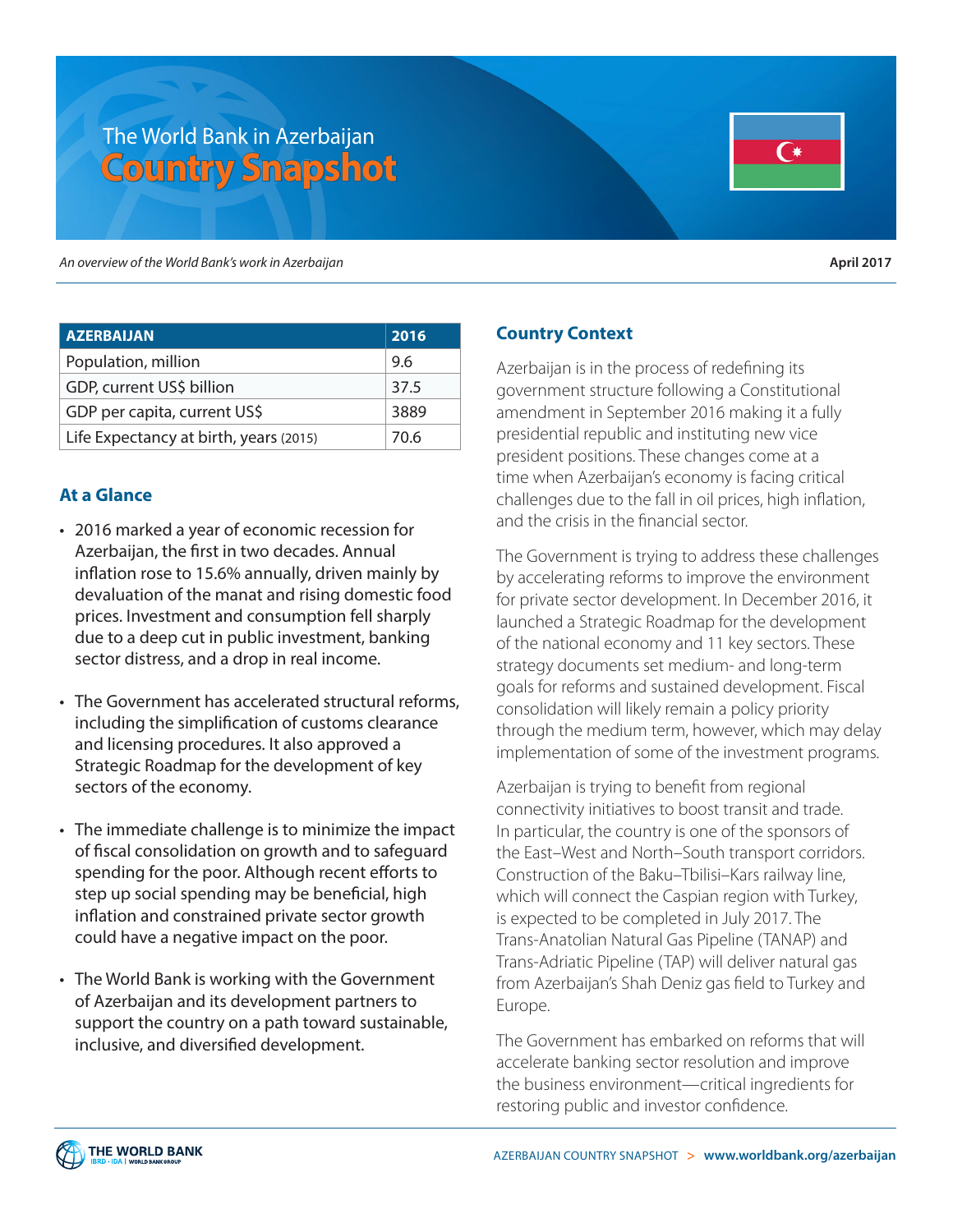# The World Bank in Azerbaijan

# Country Snapshot

*An overview of the World Bank's work in Azerbaijan*

**April 2017**

| AZERBAIJAN | 2016 |
|---|---|
| Population, million | 9.6 |
| GDP, current US$ billion | 37.5 |
| GDP per capita, current US$ | 3889 |
| Life Expectancy at birth, years (2015) | 70.6 |

## At a Glance

- 2016 marked a year of economic recession for Azerbaijan, the first in two decades. Annual inflation rose to 15.6% annually, driven mainly by devaluation of the manat and rising domestic food prices. Investment and consumption fell sharply due to a deep cut in public investment, banking sector distress, and a drop in real income.
- The Government has accelerated structural reforms, including the simplification of customs clearance and licensing procedures. It also approved a Strategic Roadmap for the development of key sectors of the economy.
- The immediate challenge is to minimize the impact of fiscal consolidation on growth and to safeguard spending for the poor. Although recent efforts to step up social spending may be beneficial, high inflation and constrained private sector growth could have a negative impact on the poor.
- The World Bank is working with the Government of Azerbaijan and its development partners to support the country on a path toward sustainable, inclusive, and diversified development.

## Country Context

Azerbaijan is in the process of redefining its government structure following a Constitutional amendment in September 2016 making it a fully presidential republic and instituting new vice president positions. These changes come at a time when Azerbaijan's economy is facing critical challenges due to the fall in oil prices, high inflation, and the crisis in the financial sector.

The Government is trying to address these challenges by accelerating reforms to improve the environment for private sector development. In December 2016, it launched a Strategic Roadmap for the development of the national economy and 11 key sectors. These strategy documents set medium- and long-term goals for reforms and sustained development. Fiscal consolidation will likely remain a policy priority through the medium term, however, which may delay implementation of some of the investment programs.

Azerbaijan is trying to benefit from regional connectivity initiatives to boost transit and trade. In particular, the country is one of the sponsors of the East–West and North–South transport corridors. Construction of the Baku–Tbilisi–Kars railway line, which will connect the Caspian region with Turkey, is expected to be completed in July 2017. The Trans-Anatolian Natural Gas Pipeline (TANAP) and Trans-Adriatic Pipeline (TAP) will deliver natural gas from Azerbaijan's Shah Deniz gas field to Turkey and Europe.

The Government has embarked on reforms that will accelerate banking sector resolution and improve the business environment—critical ingredients for restoring public and investor confidence.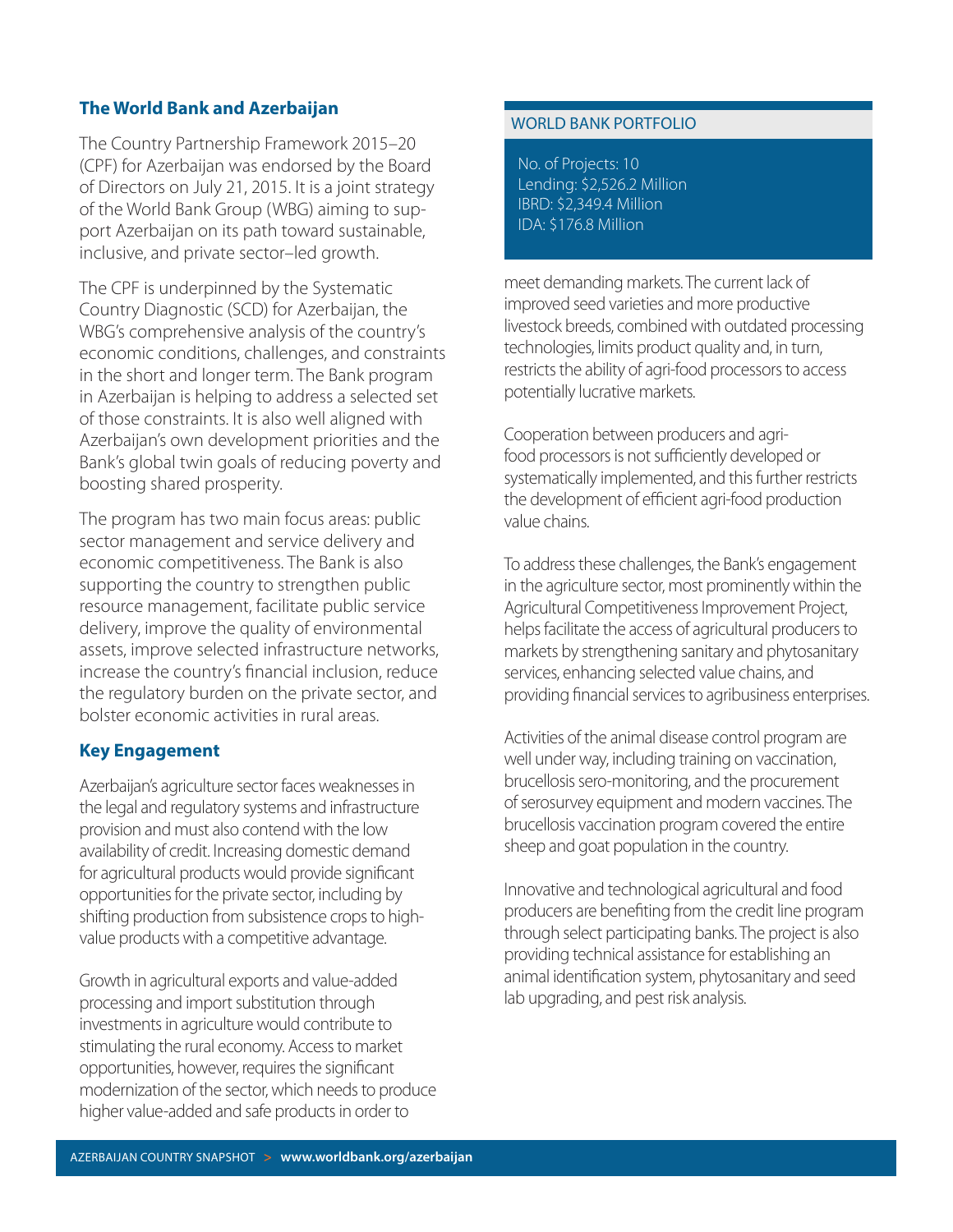## The World Bank and Azerbaijan

The Country Partnership Framework 2015–20 (CPF) for Azerbaijan was endorsed by the Board of Directors on July 21, 2015. It is a joint strategy of the World Bank Group (WBG) aiming to support Azerbaijan on its path toward sustainable, inclusive, and private sector–led growth.

The CPF is underpinned by the Systematic Country Diagnostic (SCD) for Azerbaijan, the WBG's comprehensive analysis of the country's economic conditions, challenges, and constraints in the short and longer term. The Bank program in Azerbaijan is helping to address a selected set of those constraints. It is also well aligned with Azerbaijan's own development priorities and the Bank's global twin goals of reducing poverty and boosting shared prosperity.

The program has two main focus areas: public sector management and service delivery and economic competitiveness. The Bank is also supporting the country to strengthen public resource management, facilitate public service delivery, improve the quality of environmental assets, improve selected infrastructure networks, increase the country's financial inclusion, reduce the regulatory burden on the private sector, and bolster economic activities in rural areas.

## Key Engagement

Azerbaijan's agriculture sector faces weaknesses in the legal and regulatory systems and infrastructure provision and must also contend with the low availability of credit. Increasing domestic demand for agricultural products would provide significant opportunities for the private sector, including by shifting production from subsistence crops to high-value products with a competitive advantage.

Growth in agricultural exports and value-added processing and import substitution through investments in agriculture would contribute to stimulating the rural economy. Access to market opportunities, however, requires the significant modernization of the sector, which needs to produce higher value-added and safe products in order to meet demanding markets. The current lack of improved seed varieties and more productive livestock breeds, combined with outdated processing technologies, limits product quality and, in turn, restricts the ability of agri-food processors to access potentially lucrative markets.

Cooperation between producers and agri-food processors is not sufficiently developed or systematically implemented, and this further restricts the development of efficient agri-food production value chains.

To address these challenges, the Bank's engagement in the agriculture sector, most prominently within the Agricultural Competitiveness Improvement Project, helps facilitate the access of agricultural producers to markets by strengthening sanitary and phytosanitary services, enhancing selected value chains, and providing financial services to agribusiness enterprises.

Activities of the animal disease control program are well under way, including training on vaccination, brucellosis sero-monitoring, and the procurement of serosurvey equipment and modern vaccines. The brucellosis vaccination program covered the entire sheep and goat population in the country.

Innovative and technological agricultural and food producers are benefiting from the credit line program through select participating banks. The project is also providing technical assistance for establishing an animal identification system, phytosanitary and seed lab upgrading, and pest risk analysis.

### WORLD BANK PORTFOLIO

No. of Projects: 10
Lending: $2,526.2 Million
IBRD: $2,349.4 Million
IDA: $176.8 Million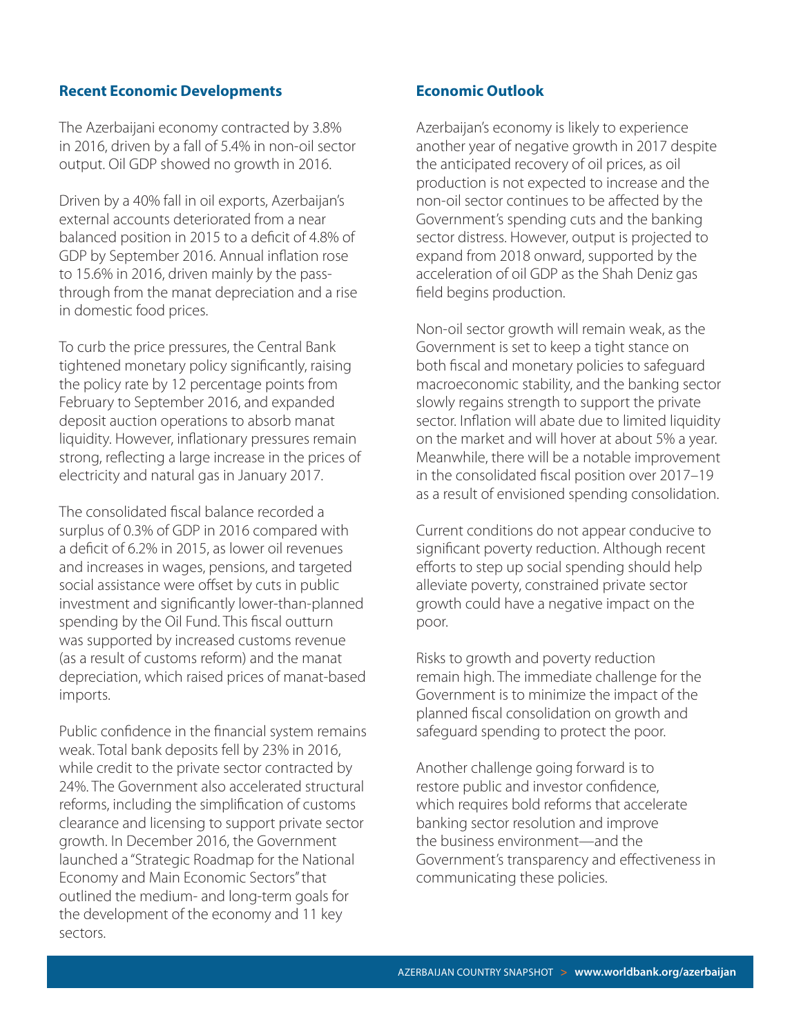## Recent Economic Developments

The Azerbaijani economy contracted by 3.8% in 2016, driven by a fall of 5.4% in non-oil sector output. Oil GDP showed no growth in 2016.

Driven by a 40% fall in oil exports, Azerbaijan's external accounts deteriorated from a near balanced position in 2015 to a deficit of 4.8% of GDP by September 2016. Annual inflation rose to 15.6% in 2016, driven mainly by the pass-through from the manat depreciation and a rise in domestic food prices.

To curb the price pressures, the Central Bank tightened monetary policy significantly, raising the policy rate by 12 percentage points from February to September 2016, and expanded deposit auction operations to absorb manat liquidity. However, inflationary pressures remain strong, reflecting a large increase in the prices of electricity and natural gas in January 2017.

The consolidated fiscal balance recorded a surplus of 0.3% of GDP in 2016 compared with a deficit of 6.2% in 2015, as lower oil revenues and increases in wages, pensions, and targeted social assistance were offset by cuts in public investment and significantly lower-than-planned spending by the Oil Fund. This fiscal outturn was supported by increased customs revenue (as a result of customs reform) and the manat depreciation, which raised prices of manat-based imports.

Public confidence in the financial system remains weak. Total bank deposits fell by 23% in 2016, while credit to the private sector contracted by 24%. The Government also accelerated structural reforms, including the simplification of customs clearance and licensing to support private sector growth. In December 2016, the Government launched a "Strategic Roadmap for the National Economy and Main Economic Sectors" that outlined the medium- and long-term goals for the development of the economy and 11 key sectors.

## Economic Outlook

Azerbaijan's economy is likely to experience another year of negative growth in 2017 despite the anticipated recovery of oil prices, as oil production is not expected to increase and the non-oil sector continues to be affected by the Government's spending cuts and the banking sector distress. However, output is projected to expand from 2018 onward, supported by the acceleration of oil GDP as the Shah Deniz gas field begins production.

Non-oil sector growth will remain weak, as the Government is set to keep a tight stance on both fiscal and monetary policies to safeguard macroeconomic stability, and the banking sector slowly regains strength to support the private sector. Inflation will abate due to limited liquidity on the market and will hover at about 5% a year. Meanwhile, there will be a notable improvement in the consolidated fiscal position over 2017–19 as a result of envisioned spending consolidation.

Current conditions do not appear conducive to significant poverty reduction. Although recent efforts to step up social spending should help alleviate poverty, constrained private sector growth could have a negative impact on the poor.

Risks to growth and poverty reduction remain high. The immediate challenge for the Government is to minimize the impact of the planned fiscal consolidation on growth and safeguard spending to protect the poor.

Another challenge going forward is to restore public and investor confidence, which requires bold reforms that accelerate banking sector resolution and improve the business environment—and the Government's transparency and effectiveness in communicating these policies.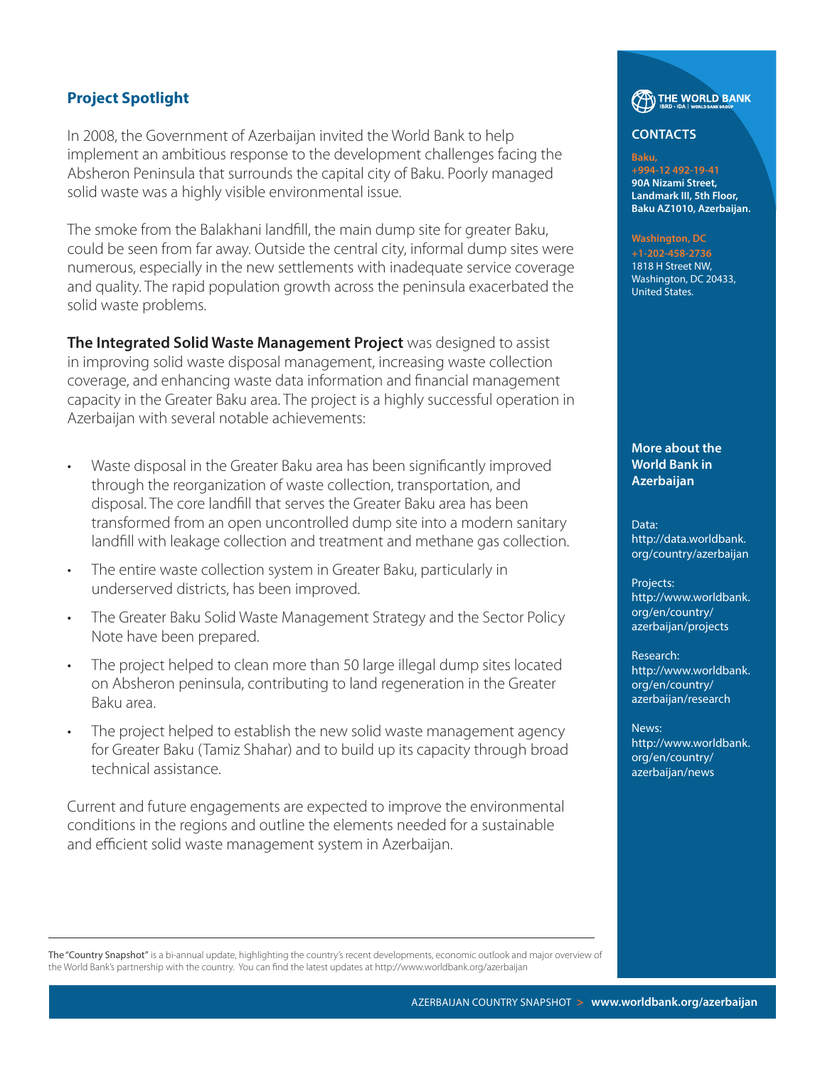## Project Spotlight

In 2008, the Government of Azerbaijan invited the World Bank to help implement an ambitious response to the development challenges facing the Absheron Peninsula that surrounds the capital city of Baku. Poorly managed solid waste was a highly visible environmental issue.

The smoke from the Balakhani landfill, the main dump site for greater Baku, could be seen from far away. Outside the central city, informal dump sites were numerous, especially in the new settlements with inadequate service coverage and quality. The rapid population growth across the peninsula exacerbated the solid waste problems.

**The Integrated Solid Waste Management Project** was designed to assist in improving solid waste disposal management, increasing waste collection coverage, and enhancing waste data information and financial management capacity in the Greater Baku area. The project is a highly successful operation in Azerbaijan with several notable achievements:

- Waste disposal in the Greater Baku area has been significantly improved through the reorganization of waste collection, transportation, and disposal. The core landfill that serves the Greater Baku area has been transformed from an open uncontrolled dump site into a modern sanitary landfill with leakage collection and treatment and methane gas collection.
- The entire waste collection system in Greater Baku, particularly in underserved districts, has been improved.
- The Greater Baku Solid Waste Management Strategy and the Sector Policy Note have been prepared.
- The project helped to clean more than 50 large illegal dump sites located on Absheron peninsula, contributing to land regeneration in the Greater Baku area.
- The project helped to establish the new solid waste management agency for Greater Baku (Tamiz Shahar) and to build up its capacity through broad technical assistance.

Current and future engagements are expected to improve the environmental conditions in the regions and outline the elements needed for a sustainable and efficient solid waste management system in Azerbaijan.

The "Country Snapshot" is a bi-annual update, highlighting the country's recent developments, economic outlook and major overview of the World Bank's partnership with the country. You can find the latest updates at http://www.worldbank.org/azerbaijan

THE WORLD BANK
IBRD • IDA | WORLD BANK GROUP

### CONTACTS

**Baku,**
**+994-12 492-19-41**
**90A Nizami Street,**
**Landmark III, 5th Floor,**
**Baku AZ1010, Azerbaijan.**

**Washington, DC**
**+1-202-458-2736**
1818 H Street NW,
Washington, DC 20433,
United States.

### More about the World Bank in Azerbaijan

Data:
http://data.worldbank.org/country/azerbaijan

Projects:
http://www.worldbank.org/en/country/azerbaijan/projects

Research:
http://www.worldbank.org/en/country/azerbaijan/research

News:
http://www.worldbank.org/en/country/azerbaijan/news